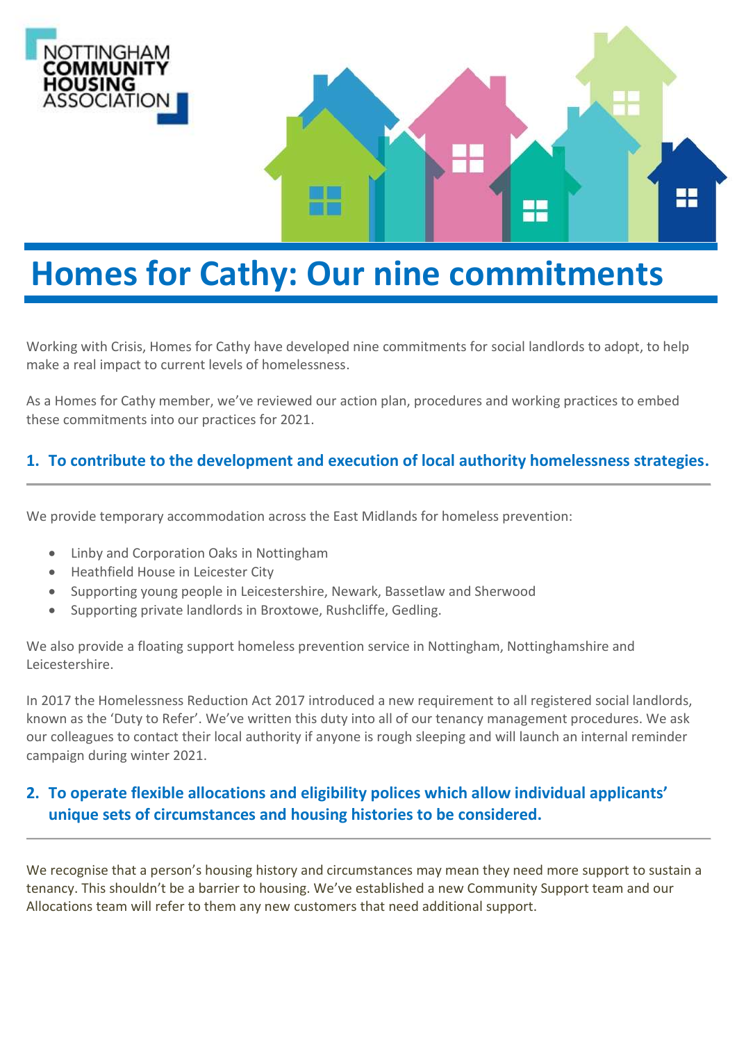NOTTINGHAM COMMUNITY HOUSING ASSOCIATION

# Homes for Cathy: Our nine commitments

Working with Crisis, Homes for Cathy have developed nine commitments for social landlords to adopt, to help make a real impact to current levels of homelessness.

As a Homes for Cathy member, we've reviewed our action plan, procedures and working practices to embed these commitments into our practices for 2021.

## 1. To contribute to the development and execution of local authority homelessness strategies.

We provide temporary accommodation across the East Midlands for homeless prevention:

- Linby and Corporation Oaks in Nottingham
- Heathfield House in Leicester City
- Supporting young people in Leicestershire, Newark, Bassetlaw and Sherwood
- Supporting private landlords in Broxtowe, Rushcliffe, Gedling.

We also provide a floating support homeless prevention service in Nottingham, Nottinghamshire and Leicestershire.

In 2017 the Homelessness Reduction Act 2017 introduced a new requirement to all registered social landlords, known as the 'Duty to Refer'. We've written this duty into all of our tenancy management procedures. We ask our colleagues to contact their local authority if anyone is rough sleeping and will launch an internal reminder campaign during winter 2021.

## 2. To operate flexible allocations and eligibility polices which allow individual applicants' unique sets of circumstances and housing histories to be considered.

We recognise that a person's housing history and circumstances may mean they need more support to sustain a tenancy. This shouldn't be a barrier to housing. We've established a new Community Support team and our Allocations team will refer to them any new customers that need additional support.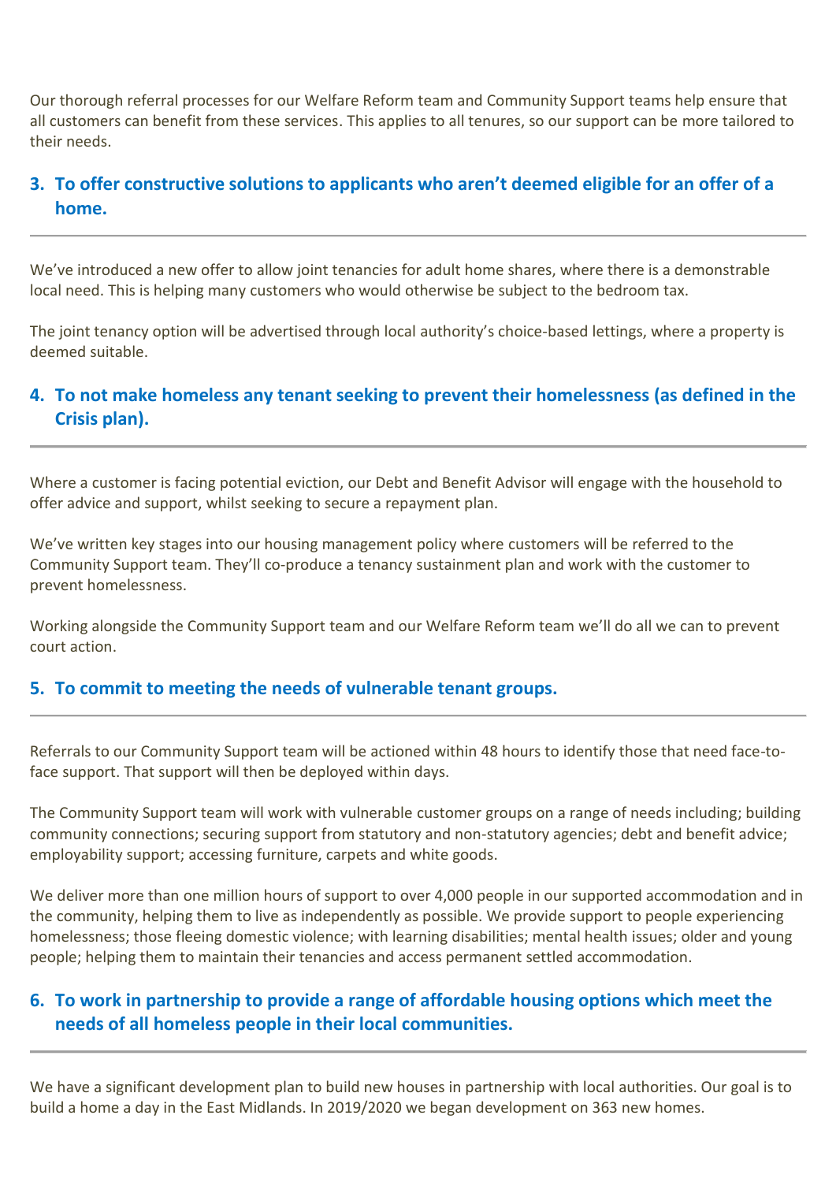Our thorough referral processes for our Welfare Reform team and Community Support teams help ensure that all customers can benefit from these services. This applies to all tenures, so our support can be more tailored to their needs.

### 3. To offer constructive solutions to applicants who aren't deemed eligible for an offer of a home.

---

We've introduced a new offer to allow joint tenancies for adult home shares, where there is a demonstrable local need. This is helping many customers who would otherwise be subject to the bedroom tax.

The joint tenancy option will be advertised through local authority's choice-based lettings, where a property is deemed suitable.

### 4. To not make homeless any tenant seeking to prevent their homelessness (as defined in the Crisis plan).

---

Where a customer is facing potential eviction, our Debt and Benefit Advisor will engage with the household to offer advice and support, whilst seeking to secure a repayment plan.

We've written key stages into our housing management policy where customers will be referred to the Community Support team. They'll co-produce a tenancy sustainment plan and work with the customer to prevent homelessness.

Working alongside the Community Support team and our Welfare Reform team we'll do all we can to prevent court action.

### 5. To commit to meeting the needs of vulnerable tenant groups.

---

Referrals to our Community Support team will be actioned within 48 hours to identify those that need face-to-face support. That support will then be deployed within days.

The Community Support team will work with vulnerable customer groups on a range of needs including; building community connections; securing support from statutory and non-statutory agencies; debt and benefit advice; employability support; accessing furniture, carpets and white goods.

We deliver more than one million hours of support to over 4,000 people in our supported accommodation and in the community, helping them to live as independently as possible. We provide support to people experiencing homelessness; those fleeing domestic violence; with learning disabilities; mental health issues; older and young people; helping them to maintain their tenancies and access permanent settled accommodation.

### 6. To work in partnership to provide a range of affordable housing options which meet the needs of all homeless people in their local communities.

---

We have a significant development plan to build new houses in partnership with local authorities. Our goal is to build a home a day in the East Midlands. In 2019/2020 we began development on 363 new homes.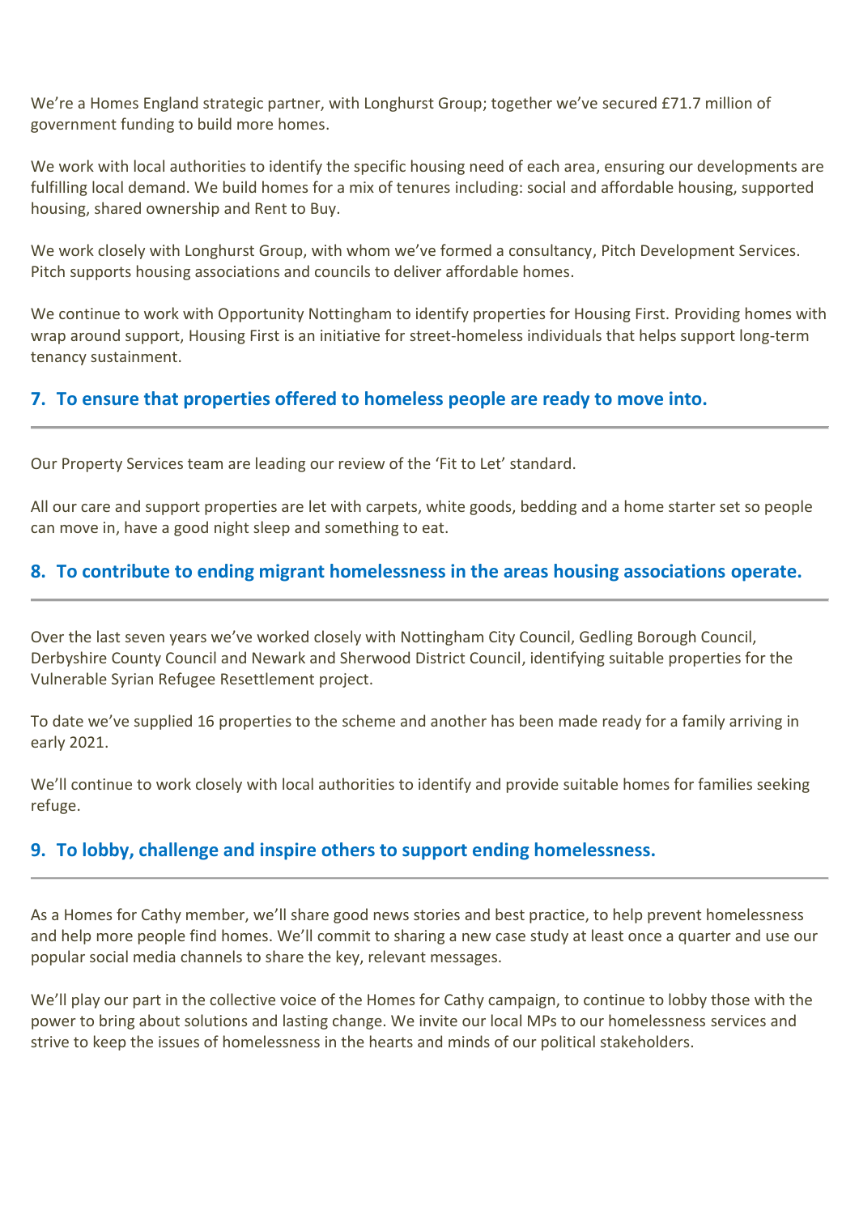We're a Homes England strategic partner, with Longhurst Group; together we've secured £71.7 million of government funding to build more homes.

We work with local authorities to identify the specific housing need of each area, ensuring our developments are fulfilling local demand. We build homes for a mix of tenures including: social and affordable housing, supported housing, shared ownership and Rent to Buy.

We work closely with Longhurst Group, with whom we've formed a consultancy, Pitch Development Services. Pitch supports housing associations and councils to deliver affordable homes.

We continue to work with Opportunity Nottingham to identify properties for Housing First. Providing homes with wrap around support, Housing First is an initiative for street-homeless individuals that helps support long-term tenancy sustainment.

## 7. To ensure that properties offered to homeless people are ready to move into.

Our Property Services team are leading our review of the 'Fit to Let' standard.

All our care and support properties are let with carpets, white goods, bedding and a home starter set so people can move in, have a good night sleep and something to eat.

## 8. To contribute to ending migrant homelessness in the areas housing associations operate.

Over the last seven years we've worked closely with Nottingham City Council, Gedling Borough Council, Derbyshire County Council and Newark and Sherwood District Council, identifying suitable properties for the Vulnerable Syrian Refugee Resettlement project.

To date we've supplied 16 properties to the scheme and another has been made ready for a family arriving in early 2021.

We'll continue to work closely with local authorities to identify and provide suitable homes for families seeking refuge.

## 9. To lobby, challenge and inspire others to support ending homelessness.

As a Homes for Cathy member, we'll share good news stories and best practice, to help prevent homelessness and help more people find homes. We'll commit to sharing a new case study at least once a quarter and use our popular social media channels to share the key, relevant messages.

We'll play our part in the collective voice of the Homes for Cathy campaign, to continue to lobby those with the power to bring about solutions and lasting change. We invite our local MPs to our homelessness services and strive to keep the issues of homelessness in the hearts and minds of our political stakeholders.